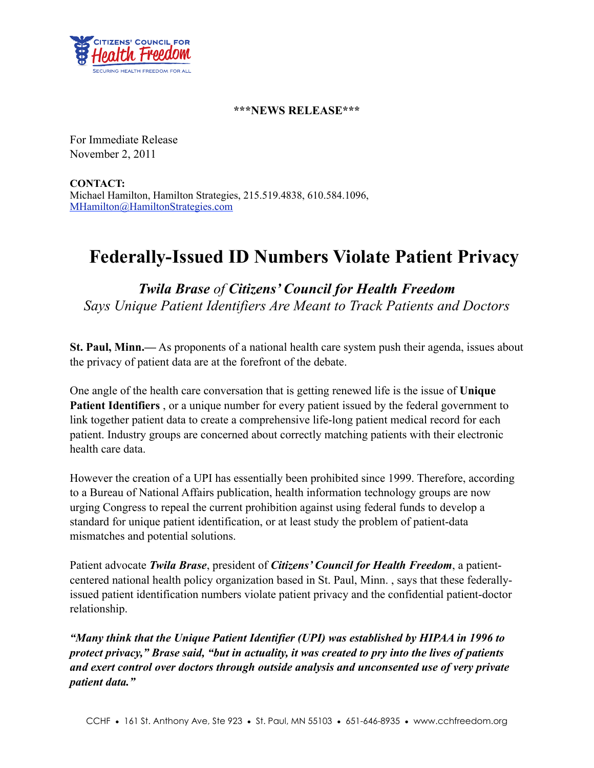CITIZENS' COUNCIL FOR
Health Freedom
SECURING HEALTH FREEDOM FOR ALL

**\*\*\*NEWS RELEASE\*\*\***

For Immediate Release
November 2, 2011

**CONTACT:**
Michael Hamilton, Hamilton Strategies, 215.519.4838, 610.584.1096,
MHamilton@HamiltonStrategies.com

# Federally-Issued ID Numbers Violate Patient Privacy

***Twila Brase*** *of* ***Citizens' Council for Health Freedom***
*Says Unique Patient Identifiers Are Meant to Track Patients and Doctors*

**St. Paul, Minn.—** As proponents of a national health care system push their agenda, issues about the privacy of patient data are at the forefront of the debate.

One angle of the health care conversation that is getting renewed life is the issue of **Unique Patient Identifiers** , or a unique number for every patient issued by the federal government to link together patient data to create a comprehensive life-long patient medical record for each patient. Industry groups are concerned about correctly matching patients with their electronic health care data.

However the creation of a UPI has essentially been prohibited since 1999. Therefore, according to a Bureau of National Affairs publication, health information technology groups are now urging Congress to repeal the current prohibition against using federal funds to develop a standard for unique patient identification, or at least study the problem of patient-data mismatches and potential solutions.

Patient advocate ***Twila Brase***, president of ***Citizens' Council for Health Freedom***, a patient-centered national health policy organization based in St. Paul, Minn. , says that these federally-issued patient identification numbers violate patient privacy and the confidential patient-doctor relationship.

***"Many think that the Unique Patient Identifier (UPI) was established by HIPAA in 1996 to protect privacy," Brase said, "but in actuality, it was created to pry into the lives of patients and exert control over doctors through outside analysis and unconsented use of very private patient data."***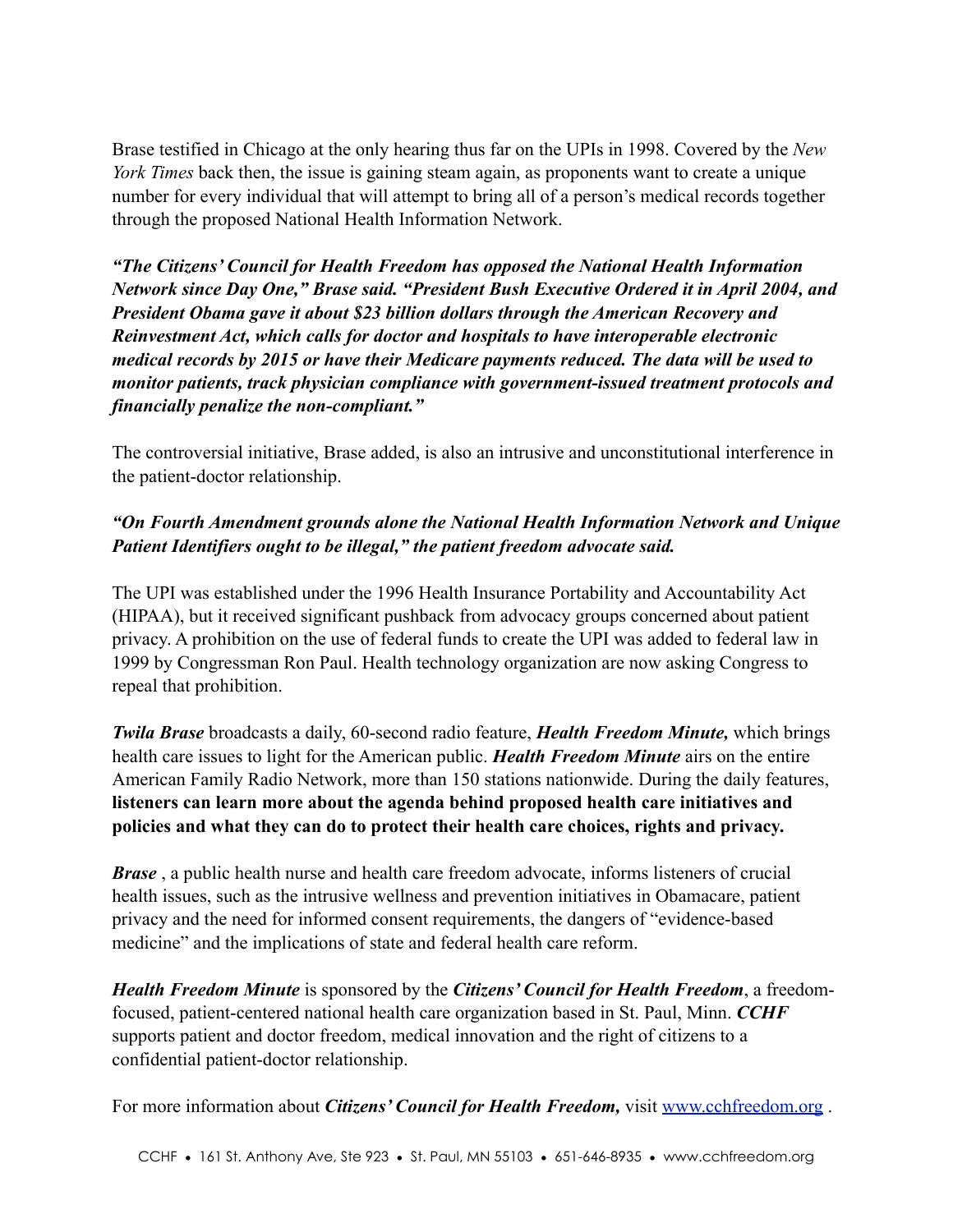Brase testified in Chicago at the only hearing thus far on the UPIs in 1998. Covered by the *New York Times* back then, the issue is gaining steam again, as proponents want to create a unique number for every individual that will attempt to bring all of a person's medical records together through the proposed National Health Information Network.

***"The Citizens' Council for Health Freedom has opposed the National Health Information Network since Day One," Brase said. "President Bush Executive Ordered it in April 2004, and President Obama gave it about $23 billion dollars through the American Recovery and Reinvestment Act, which calls for doctor and hospitals to have interoperable electronic medical records by 2015 or have their Medicare payments reduced. The data will be used to monitor patients, track physician compliance with government-issued treatment protocols and financially penalize the non-compliant."***

The controversial initiative, Brase added, is also an intrusive and unconstitutional interference in the patient-doctor relationship.

***"On Fourth Amendment grounds alone the National Health Information Network and Unique Patient Identifiers ought to be illegal," the patient freedom advocate said.***

The UPI was established under the 1996 Health Insurance Portability and Accountability Act (HIPAA), but it received significant pushback from advocacy groups concerned about patient privacy. A prohibition on the use of federal funds to create the UPI was added to federal law in 1999 by Congressman Ron Paul. Health technology organization are now asking Congress to repeal that prohibition.

***Twila Brase*** broadcasts a daily, 60-second radio feature, ***Health Freedom Minute,*** which brings health care issues to light for the American public. ***Health Freedom Minute*** airs on the entire American Family Radio Network, more than 150 stations nationwide. During the daily features, **listeners can learn more about the agenda behind proposed health care initiatives and policies and what they can do to protect their health care choices, rights and privacy.**

***Brase*** , a public health nurse and health care freedom advocate, informs listeners of crucial health issues, such as the intrusive wellness and prevention initiatives in Obamacare, patient privacy and the need for informed consent requirements, the dangers of "evidence-based medicine" and the implications of state and federal health care reform.

***Health Freedom Minute*** is sponsored by the ***Citizens' Council for Health Freedom***, a freedom-focused, patient-centered national health care organization based in St. Paul, Minn. ***CCHF*** supports patient and doctor freedom, medical innovation and the right of citizens to a confidential patient-doctor relationship.

For more information about ***Citizens' Council for Health Freedom,*** visit [www.cchfreedom.org](http://www.cchfreedom.org) .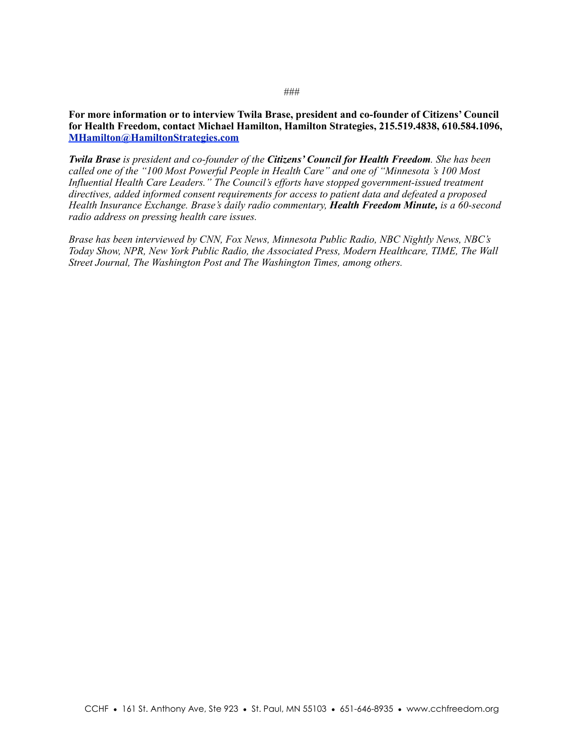###

**For more information or to interview Twila Brase, president and co-founder of Citizens' Council for Health Freedom, contact Michael Hamilton, Hamilton Strategies, 215.519.4838, 610.584.1096, [MHamilton@HamiltonStrategies.com](mailto:MHamilton@HamiltonStrategies.com)**

***Twila Brase*** *is president and co-founder of the* ***Citizens' Council for Health Freedom****. She has been called one of the "100 Most Powerful People in Health Care" and one of "Minnesota 's 100 Most Influential Health Care Leaders." The Council's efforts have stopped government-issued treatment directives, added informed consent requirements for access to patient data and defeated a proposed Health Insurance Exchange. Brase's daily radio commentary,* ***Health Freedom Minute,*** *is a 60-second radio address on pressing health care issues.*

*Brase has been interviewed by CNN, Fox News, Minnesota Public Radio, NBC Nightly News, NBC's Today Show, NPR, New York Public Radio, the Associated Press, Modern Healthcare, TIME, The Wall Street Journal, The Washington Post and The Washington Times, among others.*